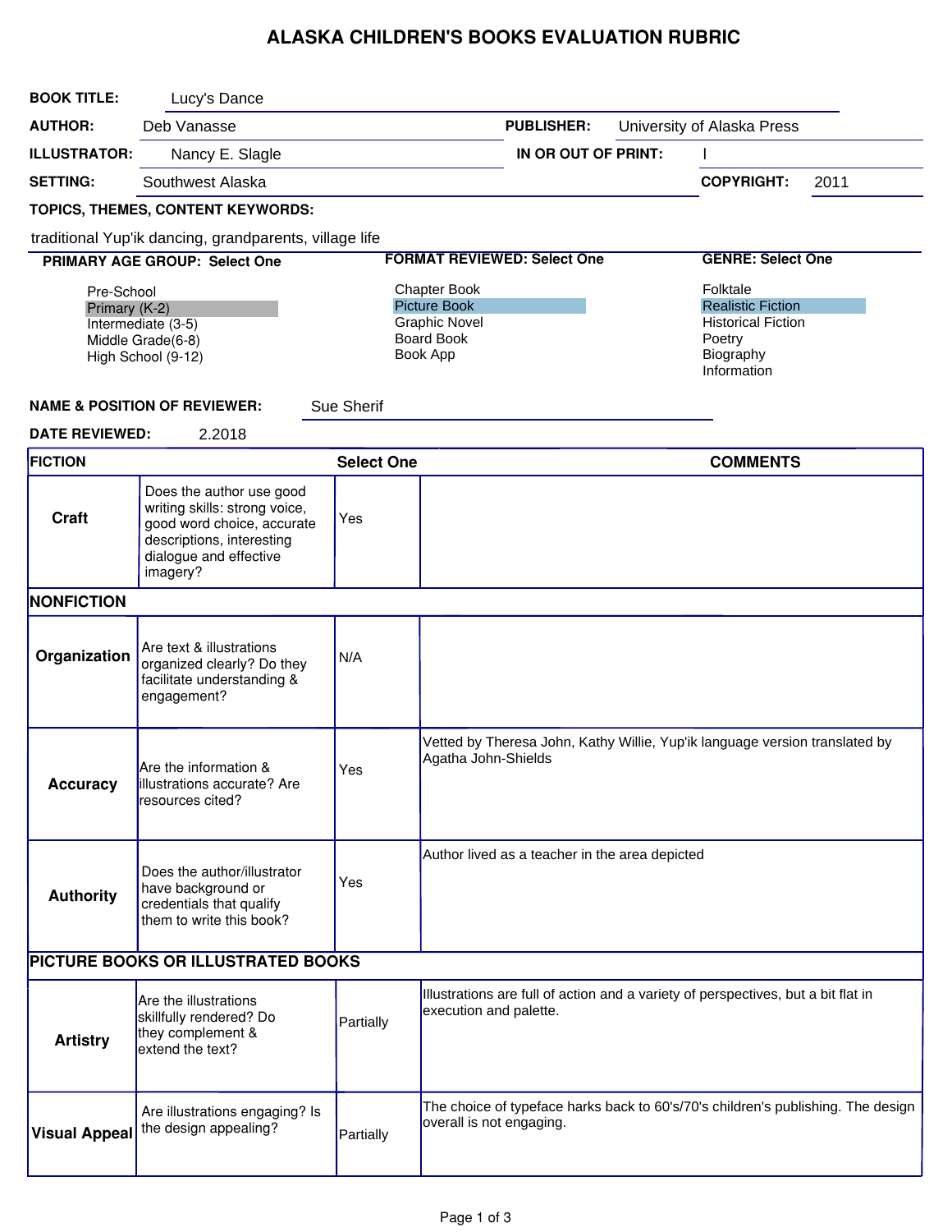# ALASKA CHILDREN'S BOOKS EVALUATION RUBRIC

**BOOK TITLE:** Lucy's Dance

**AUTHOR:** Deb Vanasse

**PUBLISHER:** University of Alaska Press

**ILLUSTRATOR:** Nancy E. Slagle

**IN OR OUT OF PRINT:** I

**SETTING:** Southwest Alaska

**COPYRIGHT:** 2011

**TOPICS, THEMES, CONTENT KEYWORDS:**

traditional Yup'ik dancing, grandparents, village life

**PRIMARY AGE GROUP: Select One**

- Pre-School
- **Primary (K-2)** (selected)
- Intermediate (3-5)
- Middle Grade(6-8)
- High School (9-12)

**FORMAT REVIEWED: Select One**

- Chapter Book
- **Picture Book** (selected)
- Graphic Novel
- Board Book
- Book App

**GENRE: Select One**

- Folktale
- **Realistic Fiction** (selected)
- Historical Fiction
- Poetry
- Biography
- Information

**NAME & POSITION OF REVIEWER:** Sue Sherif

**DATE REVIEWED:** 2.2018

| FICTION | | Select One | COMMENTS |
|---|---|---|---|
| **Craft** | Does the author use good writing skills: strong voice, good word choice, accurate descriptions, interesting dialogue and effective imagery? | Yes | |
| **NONFICTION** | | | |
| **Organization** | Are text & illustrations organized clearly? Do they facilitate understanding & engagement? | N/A | |
| **Accuracy** | Are the information & illustrations accurate? Are resources cited? | Yes | Vetted by Theresa John, Kathy Willie, Yup'ik language version translated by Agatha John-Shields |
| **Authority** | Does the author/illustrator have background or credentials that qualify them to write this book? | Yes | Author lived as a teacher in the area depicted |
| **PICTURE BOOKS OR ILLUSTRATED BOOKS** | | | |
| **Artistry** | Are the illustrations skillfully rendered? Do they complement & extend the text? | Partially | Illustrations are full of action and a variety of perspectives, but a bit flat in execution and palette. |
| **Visual Appeal** | Are illustrations engaging? Is the design appealing? | Partially | The choice of typeface harks back to 60's/70's children's publishing. The design overall is not engaging. |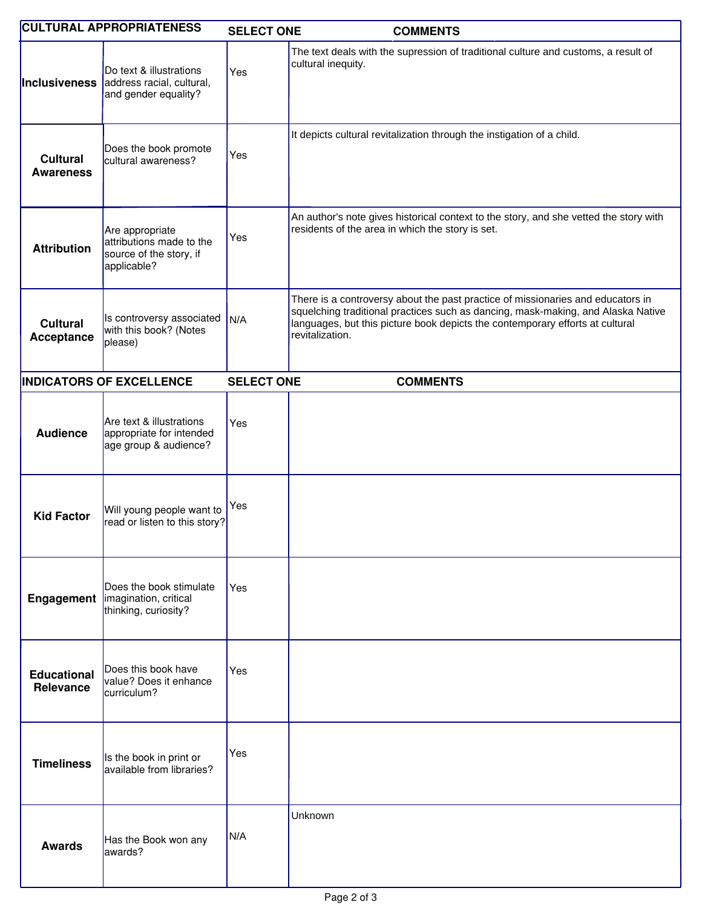| CULTURAL APPROPRIATENESS | | SELECT ONE | COMMENTS |
|---|---|---|---|
| **Inclusiveness** | Do text & illustrations address racial, cultural, and gender equality? | Yes | The text deals with the supression of traditional culture and customs, a result of cultural inequity. |
| **Cultural Awareness** | Does the book promote cultural awareness? | Yes | It depicts cultural revitalization through the instigation of a child. |
| **Attribution** | Are appropriate attributions made to the source of the story, if applicable? | Yes | An author's note gives historical context to the story, and she vetted the story with residents of the area in which the story is set. |
| **Cultural Acceptance** | Is controversy associated with this book? (Notes please) | N/A | There is a controversy about the past practice of missionaries and educators in squelching traditional practices such as dancing, mask-making, and Alaska Native languages, but this picture book depicts the contemporary efforts at cultural revitalization. |

| INDICATORS OF EXCELLENCE | | SELECT ONE | COMMENTS |
|---|---|---|---|
| **Audience** | Are text & illustrations appropriate for intended age group & audience? | Yes | |
| **Kid Factor** | Will young people want to read or listen to this story? | Yes | |
| **Engagement** | Does the book stimulate imagination, critical thinking, curiosity? | Yes | |
| **Educational Relevance** | Does this book have value? Does it enhance curriculum? | Yes | |
| **Timeliness** | Is the book in print or available from libraries? | Yes | |
| **Awards** | Has the Book won any awards? | N/A | Unknown |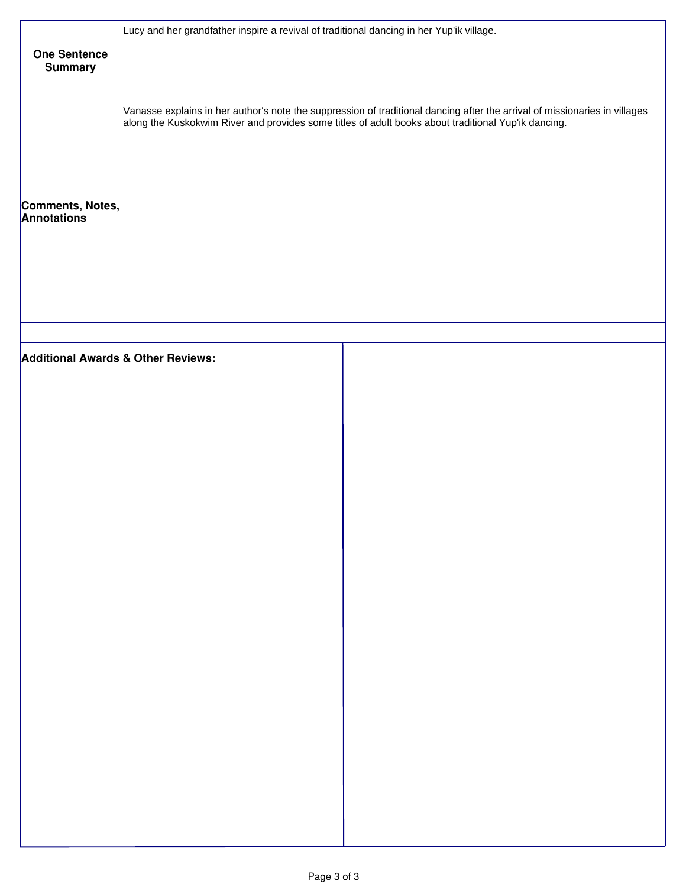| | |
|---|---|
| **One Sentence Summary** | Lucy and her grandfather inspire a revival of traditional dancing in her Yup'ik village. |
| **Comments, Notes, Annotations** | Vanasse explains in her author's note the suppression of traditional dancing after the arrival of missionaries in villages along the Kuskokwim River and provides some titles of adult books about traditional Yup'ik dancing. |

**Additional Awards & Other Reviews:**